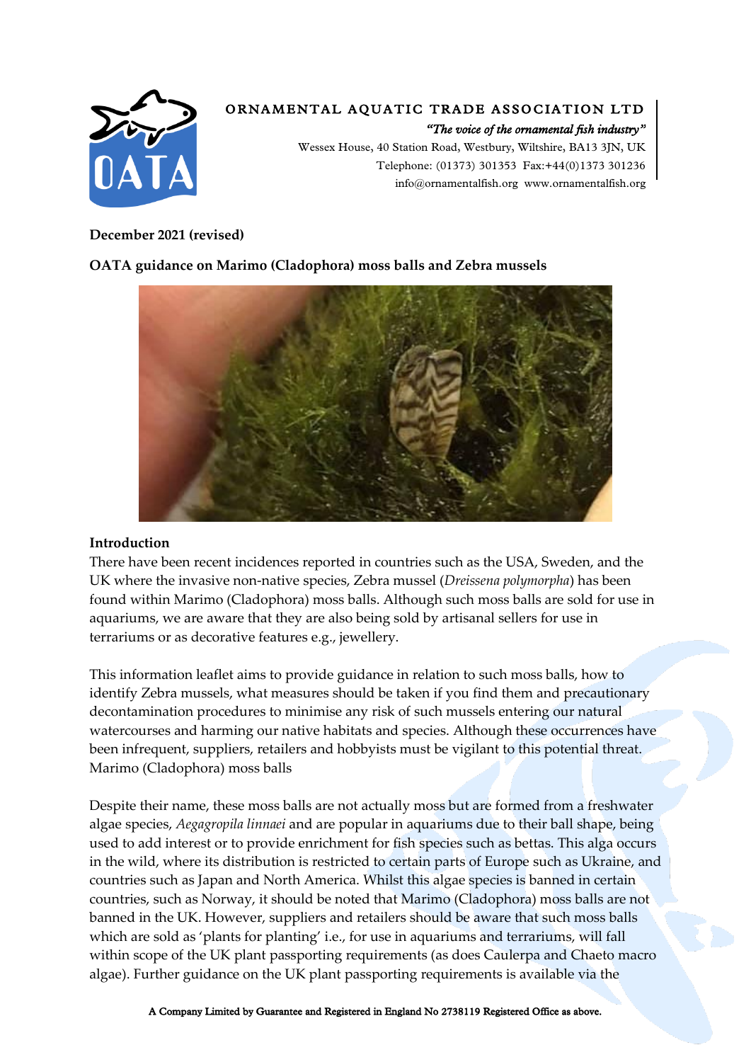ORNAMENTAL AQUATIC TRADE ASSOCIATION LTD

*"The voice of the ornamental fish industry"*

Wessex House, 40 Station Road, Westbury, Wiltshire, BA13 3JN, UK
Telephone: (01373) 301353 Fax:+44(0)1373 301236
info@ornamentalfish.org www.ornamentalfish.org

**December 2021 (revised)**

**OATA guidance on Marimo (Cladophora) moss balls and Zebra mussels**

## Introduction

There have been recent incidences reported in countries such as the USA, Sweden, and the UK where the invasive non-native species, Zebra mussel (*Dreissena polymorpha*) has been found within Marimo (Cladophora) moss balls. Although such moss balls are sold for use in aquariums, we are aware that they are also being sold by artisanal sellers for use in terrariums or as decorative features e.g., jewellery.

This information leaflet aims to provide guidance in relation to such moss balls, how to identify Zebra mussels, what measures should be taken if you find them and precautionary decontamination procedures to minimise any risk of such mussels entering our natural watercourses and harming our native habitats and species. Although these occurrences have been infrequent, suppliers, retailers and hobbyists must be vigilant to this potential threat.

Marimo (Cladophora) moss balls

Despite their name, these moss balls are not actually moss but are formed from a freshwater algae species, *Aegagropila linnaei* and are popular in aquariums due to their ball shape, being used to add interest or to provide enrichment for fish species such as bettas. This alga occurs in the wild, where its distribution is restricted to certain parts of Europe such as Ukraine, and countries such as Japan and North America. Whilst this algae species is banned in certain countries, such as Norway, it should be noted that Marimo (Cladophora) moss balls are not banned in the UK. However, suppliers and retailers should be aware that such moss balls which are sold as 'plants for planting' i.e., for use in aquariums and terrariums, will fall within scope of the UK plant passporting requirements (as does Caulerpa and Chaeto macro algae). Further guidance on the UK plant passporting requirements is available via the

A Company Limited by Guarantee and Registered in England No 2738119 Registered Office as above.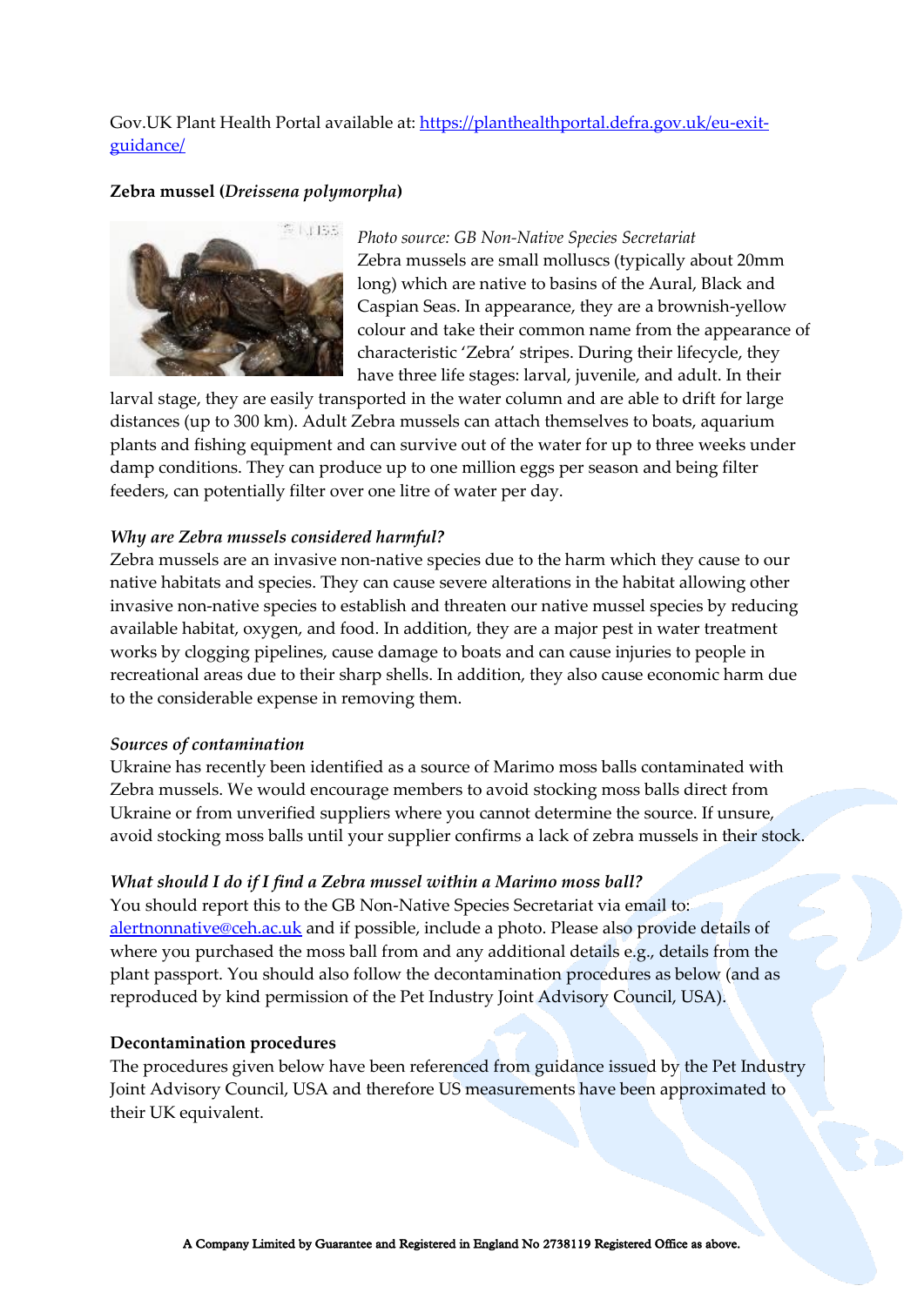Gov.UK Plant Health Portal available at: https://planthealthportal.defra.gov.uk/eu-exit-guidance/

**Zebra mussel (*Dreissena polymorpha*)**

*Photo source: GB Non-Native Species Secretariat*

Zebra mussels are small molluscs (typically about 20mm long) which are native to basins of the Aural, Black and Caspian Seas. In appearance, they are a brownish-yellow colour and take their common name from the appearance of characteristic 'Zebra' stripes. During their lifecycle, they have three life stages: larval, juvenile, and adult. In their larval stage, they are easily transported in the water column and are able to drift for large distances (up to 300 km). Adult Zebra mussels can attach themselves to boats, aquarium plants and fishing equipment and can survive out of the water for up to three weeks under damp conditions. They can produce up to one million eggs per season and being filter feeders, can potentially filter over one litre of water per day.

*Why are Zebra mussels considered harmful?*

Zebra mussels are an invasive non-native species due to the harm which they cause to our native habitats and species. They can cause severe alterations in the habitat allowing other invasive non-native species to establish and threaten our native mussel species by reducing available habitat, oxygen, and food. In addition, they are a major pest in water treatment works by clogging pipelines, cause damage to boats and can cause injuries to people in recreational areas due to their sharp shells. In addition, they also cause economic harm due to the considerable expense in removing them.

*Sources of contamination*

Ukraine has recently been identified as a source of Marimo moss balls contaminated with Zebra mussels. We would encourage members to avoid stocking moss balls direct from Ukraine or from unverified suppliers where you cannot determine the source. If unsure, avoid stocking moss balls until your supplier confirms a lack of zebra mussels in their stock.

*What should I do if I find a Zebra mussel within a Marimo moss ball?*

You should report this to the GB Non-Native Species Secretariat via email to: alertnonnative@ceh.ac.uk and if possible, include a photo. Please also provide details of where you purchased the moss ball from and any additional details e.g., details from the plant passport. You should also follow the decontamination procedures as below (and as reproduced by kind permission of the Pet Industry Joint Advisory Council, USA).

**Decontamination procedures**

The procedures given below have been referenced from guidance issued by the Pet Industry Joint Advisory Council, USA and therefore US measurements have been approximated to their UK equivalent.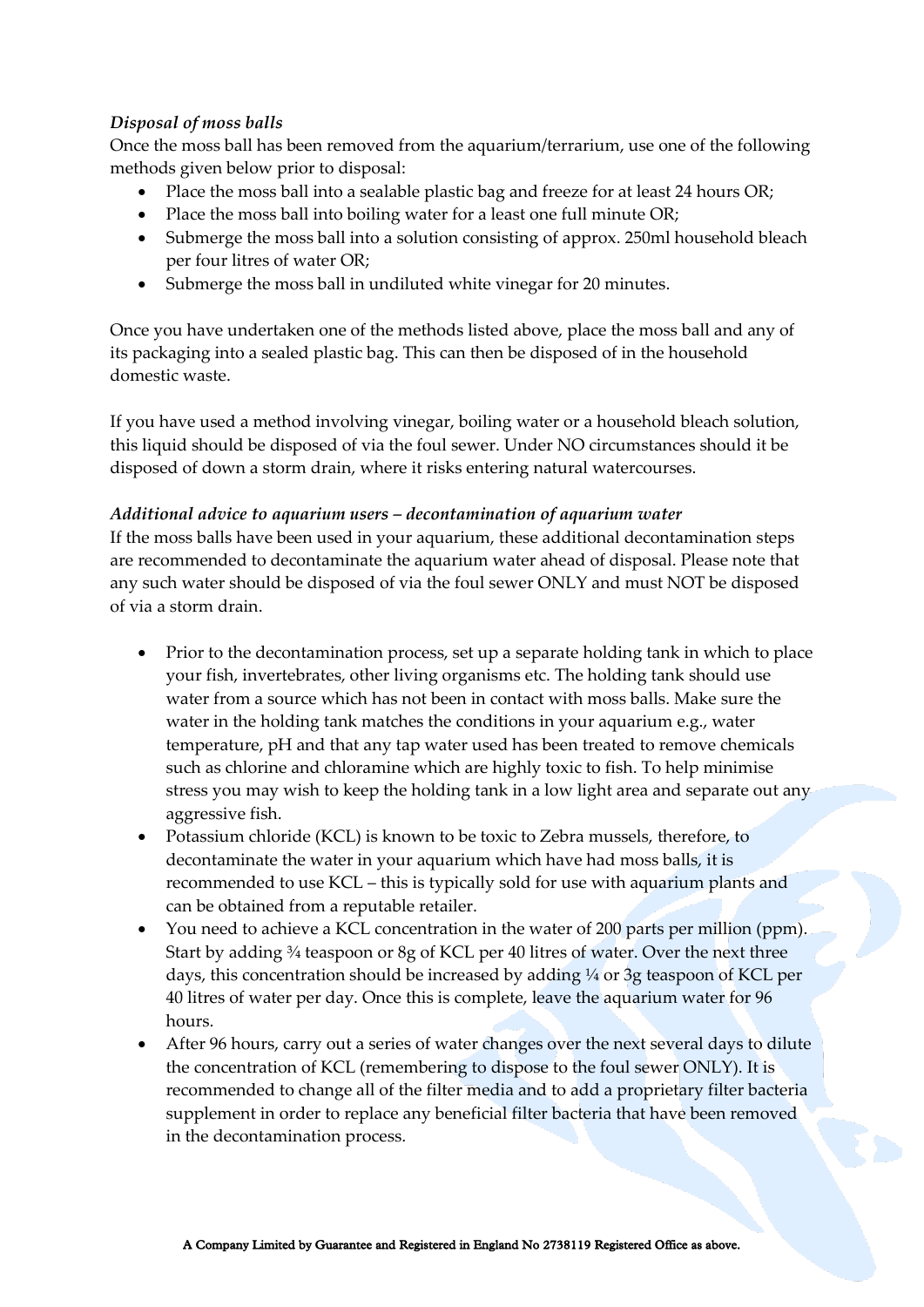*Disposal of moss balls*

Once the moss ball has been removed from the aquarium/terrarium, use one of the following methods given below prior to disposal:

- Place the moss ball into a sealable plastic bag and freeze for at least 24 hours OR;
- Place the moss ball into boiling water for a least one full minute OR;
- Submerge the moss ball into a solution consisting of approx. 250ml household bleach per four litres of water OR;
- Submerge the moss ball in undiluted white vinegar for 20 minutes.

Once you have undertaken one of the methods listed above, place the moss ball and any of its packaging into a sealed plastic bag. This can then be disposed of in the household domestic waste.

If you have used a method involving vinegar, boiling water or a household bleach solution, this liquid should be disposed of via the foul sewer. Under NO circumstances should it be disposed of down a storm drain, where it risks entering natural watercourses.

*Additional advice to aquarium users – decontamination of aquarium water*

If the moss balls have been used in your aquarium, these additional decontamination steps are recommended to decontaminate the aquarium water ahead of disposal. Please note that any such water should be disposed of via the foul sewer ONLY and must NOT be disposed of via a storm drain.

- Prior to the decontamination process, set up a separate holding tank in which to place your fish, invertebrates, other living organisms etc. The holding tank should use water from a source which has not been in contact with moss balls. Make sure the water in the holding tank matches the conditions in your aquarium e.g., water temperature, pH and that any tap water used has been treated to remove chemicals such as chlorine and chloramine which are highly toxic to fish. To help minimise stress you may wish to keep the holding tank in a low light area and separate out any aggressive fish.
- Potassium chloride (KCL) is known to be toxic to Zebra mussels, therefore, to decontaminate the water in your aquarium which have had moss balls, it is recommended to use KCL – this is typically sold for use with aquarium plants and can be obtained from a reputable retailer.
- You need to achieve a KCL concentration in the water of 200 parts per million (ppm). Start by adding ¾ teaspoon or 8g of KCL per 40 litres of water. Over the next three days, this concentration should be increased by adding ¼ or 3g teaspoon of KCL per 40 litres of water per day. Once this is complete, leave the aquarium water for 96 hours.
- After 96 hours, carry out a series of water changes over the next several days to dilute the concentration of KCL (remembering to dispose to the foul sewer ONLY). It is recommended to change all of the filter media and to add a proprietary filter bacteria supplement in order to replace any beneficial filter bacteria that have been removed in the decontamination process.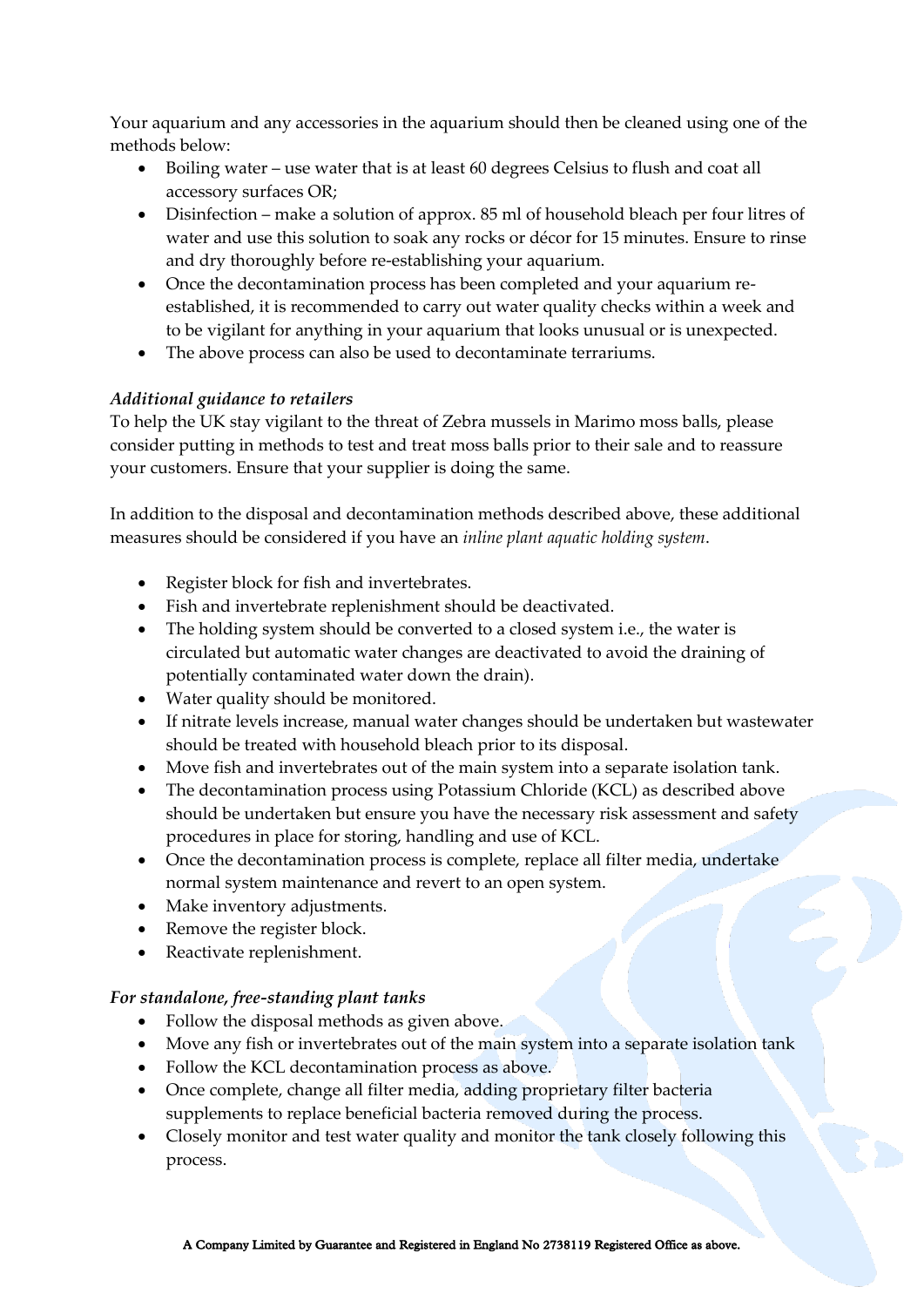Your aquarium and any accessories in the aquarium should then be cleaned using one of the methods below:

- Boiling water – use water that is at least 60 degrees Celsius to flush and coat all accessory surfaces OR;
- Disinfection – make a solution of approx. 85 ml of household bleach per four litres of water and use this solution to soak any rocks or décor for 15 minutes. Ensure to rinse and dry thoroughly before re-establishing your aquarium.
- Once the decontamination process has been completed and your aquarium re-established, it is recommended to carry out water quality checks within a week and to be vigilant for anything in your aquarium that looks unusual or is unexpected.
- The above process can also be used to decontaminate terrariums.

***Additional guidance to retailers***

To help the UK stay vigilant to the threat of Zebra mussels in Marimo moss balls, please consider putting in methods to test and treat moss balls prior to their sale and to reassure your customers. Ensure that your supplier is doing the same.

In addition to the disposal and decontamination methods described above, these additional measures should be considered if you have an *inline plant aquatic holding system*.

- Register block for fish and invertebrates.
- Fish and invertebrate replenishment should be deactivated.
- The holding system should be converted to a closed system i.e., the water is circulated but automatic water changes are deactivated to avoid the draining of potentially contaminated water down the drain).
- Water quality should be monitored.
- If nitrate levels increase, manual water changes should be undertaken but wastewater should be treated with household bleach prior to its disposal.
- Move fish and invertebrates out of the main system into a separate isolation tank.
- The decontamination process using Potassium Chloride (KCL) as described above should be undertaken but ensure you have the necessary risk assessment and safety procedures in place for storing, handling and use of KCL.
- Once the decontamination process is complete, replace all filter media, undertake normal system maintenance and revert to an open system.
- Make inventory adjustments.
- Remove the register block.
- Reactivate replenishment.

***For standalone, free-standing plant tanks***

- Follow the disposal methods as given above.
- Move any fish or invertebrates out of the main system into a separate isolation tank
- Follow the KCL decontamination process as above.
- Once complete, change all filter media, adding proprietary filter bacteria supplements to replace beneficial bacteria removed during the process.
- Closely monitor and test water quality and monitor the tank closely following this process.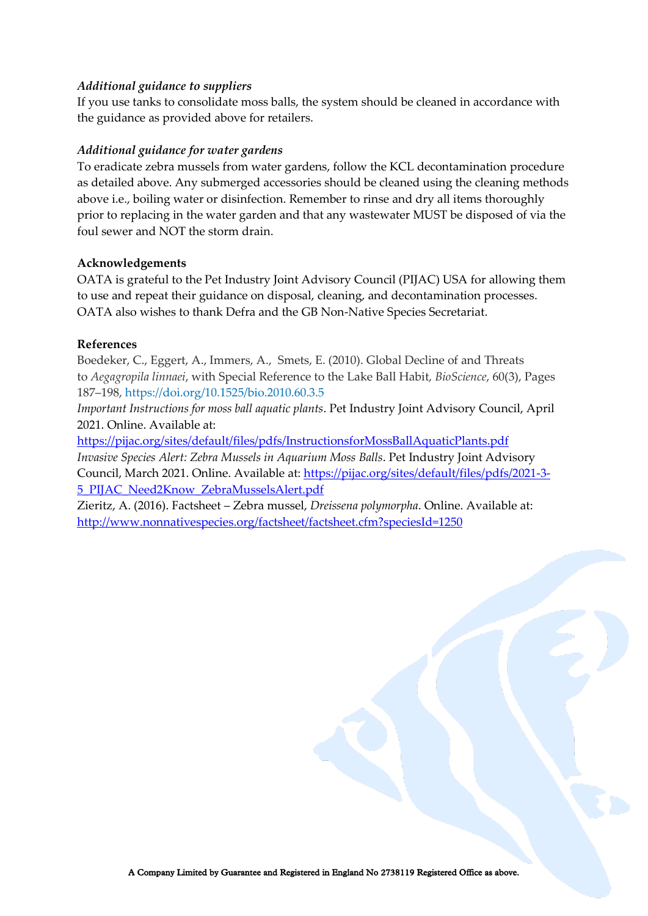### *Additional guidance to suppliers*

If you use tanks to consolidate moss balls, the system should be cleaned in accordance with the guidance as provided above for retailers.

### *Additional guidance for water gardens*

To eradicate zebra mussels from water gardens, follow the KCL decontamination procedure as detailed above. Any submerged accessories should be cleaned using the cleaning methods above i.e., boiling water or disinfection. Remember to rinse and dry all items thoroughly prior to replacing in the water garden and that any wastewater MUST be disposed of via the foul sewer and NOT the storm drain.

### Acknowledgements

OATA is grateful to the Pet Industry Joint Advisory Council (PIJAC) USA for allowing them to use and repeat their guidance on disposal, cleaning, and decontamination processes. OATA also wishes to thank Defra and the GB Non-Native Species Secretariat.

### References

Boedeker, C., Eggert, A., Immers, A., Smets, E. (2010). Global Decline of and Threats to *Aegagropila linnaei*, with Special Reference to the Lake Ball Habit, *BioScience*, 60(3), Pages 187–198, https://doi.org/10.1525/bio.2010.60.3.5

*Important Instructions for moss ball aquatic plants*. Pet Industry Joint Advisory Council, April 2021. Online. Available at: https://pijac.org/sites/default/files/pdfs/InstructionsforMossBallAquaticPlants.pdf

*Invasive Species Alert: Zebra Mussels in Aquarium Moss Balls*. Pet Industry Joint Advisory Council, March 2021. Online. Available at: https://pijac.org/sites/default/files/pdfs/2021-3-5_PIJAC_Need2Know_ZebraMusselsAlert.pdf

Zieritz, A. (2016). Factsheet – Zebra mussel, *Dreissena polymorpha*. Online. Available at: http://www.nonnativespecies.org/factsheet/factsheet.cfm?speciesId=1250

A Company Limited by Guarantee and Registered in England No 2738119 Registered Office as above.